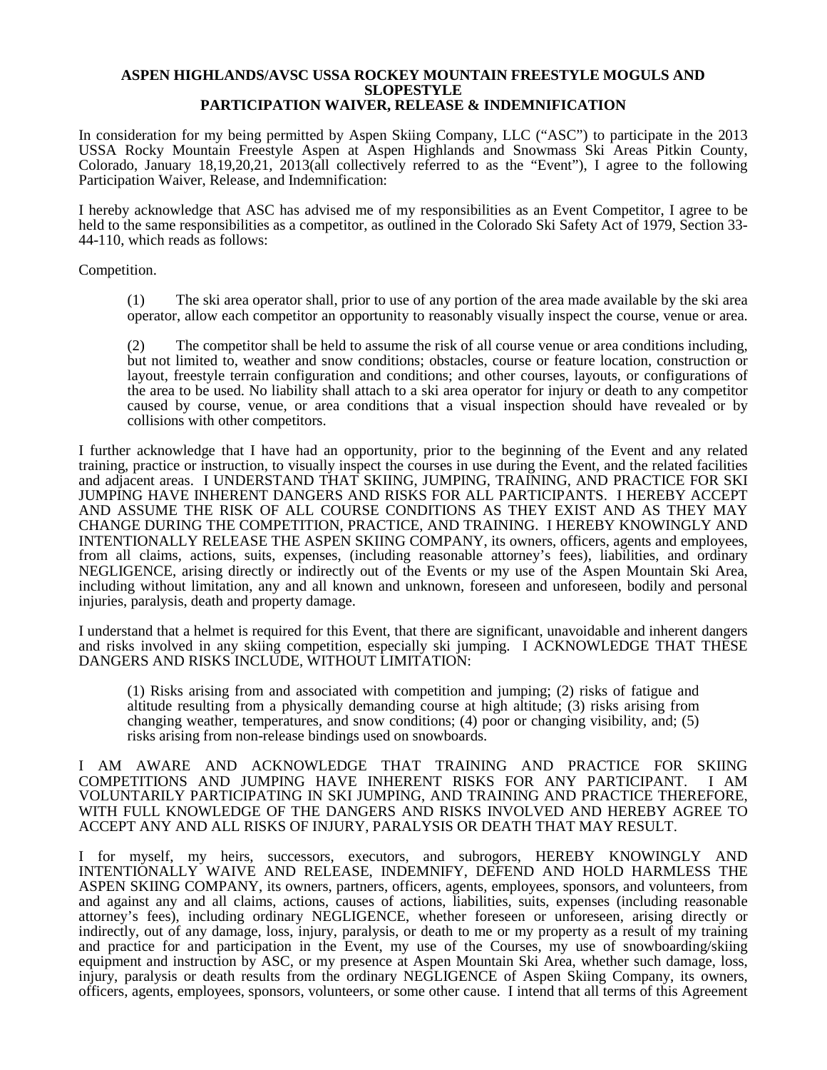**ASPEN HIGHLANDS/AVSC USSA ROCKEY MOUNTAIN FREESTYLE MOGULS AND SLOPESTYLE**
**PARTICIPATION WAIVER, RELEASE & INDEMNIFICATION**

In consideration for my being permitted by Aspen Skiing Company, LLC ("ASC") to participate in the 2013 USSA Rocky Mountain Freestyle Aspen at Aspen Highlands and Snowmass Ski Areas Pitkin County, Colorado, January 18,19,20,21, 2013(all collectively referred to as the "Event"), I agree to the following Participation Waiver, Release, and Indemnification:

I hereby acknowledge that ASC has advised me of my responsibilities as an Event Competitor, I agree to be held to the same responsibilities as a competitor, as outlined in the Colorado Ski Safety Act of 1979, Section 33-44-110, which reads as follows:

Competition.

> (1) The ski area operator shall, prior to use of any portion of the area made available by the ski area operator, allow each competitor an opportunity to reasonably visually inspect the course, venue or area.
>
> (2) The competitor shall be held to assume the risk of all course venue or area conditions including, but not limited to, weather and snow conditions; obstacles, course or feature location, construction or layout, freestyle terrain configuration and conditions; and other courses, layouts, or configurations of the area to be used. No liability shall attach to a ski area operator for injury or death to any competitor caused by course, venue, or area conditions that a visual inspection should have revealed or by collisions with other competitors.

I further acknowledge that I have had an opportunity, prior to the beginning of the Event and any related training, practice or instruction, to visually inspect the courses in use during the Event, and the related facilities and adjacent areas. I UNDERSTAND THAT SKIING, JUMPING, TRAINING, AND PRACTICE FOR SKI JUMPING HAVE INHERENT DANGERS AND RISKS FOR ALL PARTICIPANTS. I HEREBY ACCEPT AND ASSUME THE RISK OF ALL COURSE CONDITIONS AS THEY EXIST AND AS THEY MAY CHANGE DURING THE COMPETITION, PRACTICE, AND TRAINING. I HEREBY KNOWINGLY AND INTENTIONALLY RELEASE THE ASPEN SKIING COMPANY, its owners, officers, agents and employees, from all claims, actions, suits, expenses, (including reasonable attorney's fees), liabilities, and ordinary NEGLIGENCE, arising directly or indirectly out of the Events or my use of the Aspen Mountain Ski Area, including without limitation, any and all known and unknown, foreseen and unforeseen, bodily and personal injuries, paralysis, death and property damage.

I understand that a helmet is required for this Event, that there are significant, unavoidable and inherent dangers and risks involved in any skiing competition, especially ski jumping. I ACKNOWLEDGE THAT THESE DANGERS AND RISKS INCLUDE, WITHOUT LIMITATION:

> (1) Risks arising from and associated with competition and jumping; (2) risks of fatigue and altitude resulting from a physically demanding course at high altitude; (3) risks arising from changing weather, temperatures, and snow conditions; (4) poor or changing visibility, and; (5) risks arising from non-release bindings used on snowboards.

I AM AWARE AND ACKNOWLEDGE THAT TRAINING AND PRACTICE FOR SKIING COMPETITIONS AND JUMPING HAVE INHERENT RISKS FOR ANY PARTICIPANT. I AM VOLUNTARILY PARTICIPATING IN SKI JUMPING, AND TRAINING AND PRACTICE THEREFORE, WITH FULL KNOWLEDGE OF THE DANGERS AND RISKS INVOLVED AND HEREBY AGREE TO ACCEPT ANY AND ALL RISKS OF INJURY, PARALYSIS OR DEATH THAT MAY RESULT.

I for myself, my heirs, successors, executors, and subrogors, HEREBY KNOWINGLY AND INTENTIONALLY WAIVE AND RELEASE, INDEMNIFY, DEFEND AND HOLD HARMLESS THE ASPEN SKIING COMPANY, its owners, partners, officers, agents, employees, sponsors, and volunteers, from and against any and all claims, actions, causes of actions, liabilities, suits, expenses (including reasonable attorney's fees), including ordinary NEGLIGENCE, whether foreseen or unforeseen, arising directly or indirectly, out of any damage, loss, injury, paralysis, or death to me or my property as a result of my training and practice for and participation in the Event, my use of the Courses, my use of snowboarding/skiing equipment and instruction by ASC, or my presence at Aspen Mountain Ski Area, whether such damage, loss, injury, paralysis or death results from the ordinary NEGLIGENCE of Aspen Skiing Company, its owners, officers, agents, employees, sponsors, volunteers, or some other cause. I intend that all terms of this Agreement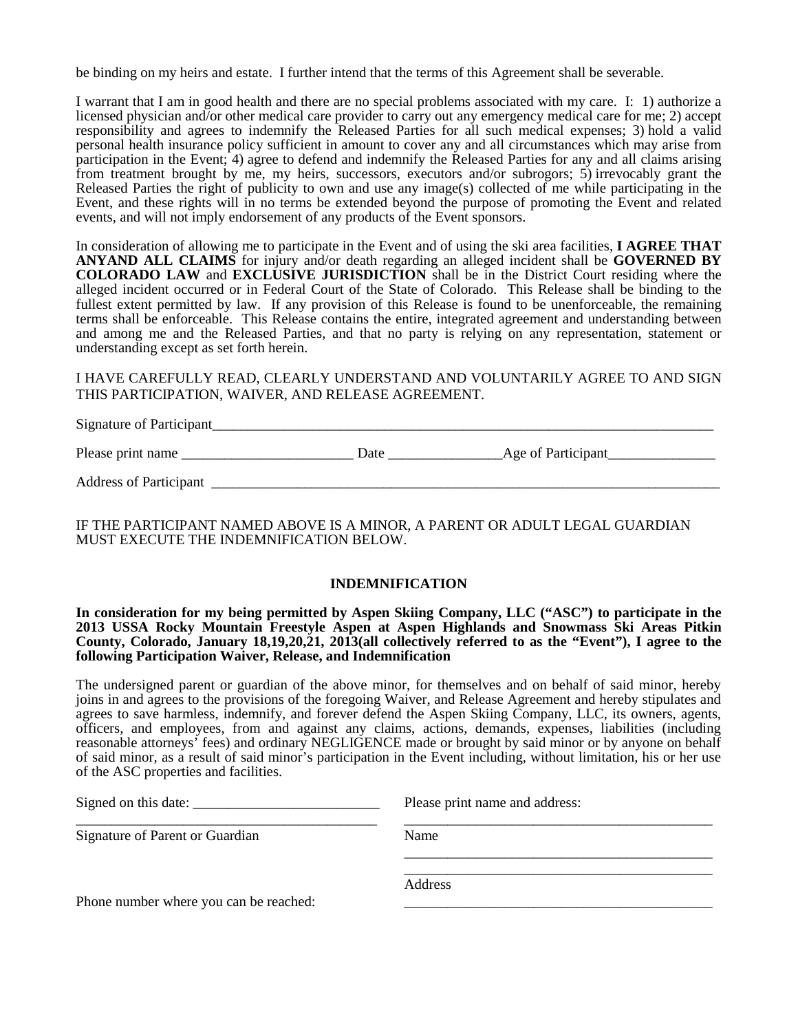be binding on my heirs and estate. I further intend that the terms of this Agreement shall be severable.

I warrant that I am in good health and there are no special problems associated with my care. I: 1) authorize a licensed physician and/or other medical care provider to carry out any emergency medical care for me; 2) accept responsibility and agrees to indemnify the Released Parties for all such medical expenses; 3) hold a valid personal health insurance policy sufficient in amount to cover any and all circumstances which may arise from participation in the Event; 4) agree to defend and indemnify the Released Parties for any and all claims arising from treatment brought by me, my heirs, successors, executors and/or subrogors; 5) irrevocably grant the Released Parties the right of publicity to own and use any image(s) collected of me while participating in the Event, and these rights will in no terms be extended beyond the purpose of promoting the Event and related events, and will not imply endorsement of any products of the Event sponsors.

In consideration of allowing me to participate in the Event and of using the ski area facilities, **I AGREE THAT ANYAND ALL CLAIMS** for injury and/or death regarding an alleged incident shall be **GOVERNED BY COLORADO LAW** and **EXCLUSIVE JURISDICTION** shall be in the District Court residing where the alleged incident occurred or in Federal Court of the State of Colorado. This Release shall be binding to the fullest extent permitted by law. If any provision of this Release is found to be unenforceable, the remaining terms shall be enforceable. This Release contains the entire, integrated agreement and understanding between and among me and the Released Parties, and that no party is relying on any representation, statement or understanding except as set forth herein.

I HAVE CAREFULLY READ, CLEARLY UNDERSTAND AND VOLUNTARILY AGREE TO AND SIGN THIS PARTICIPATION, WAIVER, AND RELEASE AGREEMENT.

Signature of Participant_______________________________________________________________________

Please print name ________________________ Date _______________Age of Participant_______________

Address of Participant __________________________________________________________________________

IF THE PARTICIPANT NAMED ABOVE IS A MINOR, A PARENT OR ADULT LEGAL GUARDIAN MUST EXECUTE THE INDEMNIFICATION BELOW.

## INDEMNIFICATION

**In consideration for my being permitted by Aspen Skiing Company, LLC ("ASC") to participate in the 2013 USSA Rocky Mountain Freestyle Aspen at Aspen Highlands and Snowmass Ski Areas Pitkin County, Colorado, January 18,19,20,21, 2013(all collectively referred to as the "Event"), I agree to the following Participation Waiver, Release, and Indemnification**

The undersigned parent or guardian of the above minor, for themselves and on behalf of said minor, hereby joins in and agrees to the provisions of the foregoing Waiver, and Release Agreement and hereby stipulates and agrees to save harmless, indemnify, and forever defend the Aspen Skiing Company, LLC, its owners, agents, officers, and employees, from and against any claims, actions, demands, expenses, liabilities (including reasonable attorneys' fees) and ordinary NEGLIGENCE made or brought by said minor or by anyone on behalf of said minor, as a result of said minor's participation in the Event including, without limitation, his or her use of the ASC properties and facilities.

Signed on this date: __________________________

Please print name and address:

_____________________________________________
Signature of Parent or Guardian

_____________________________________________
Name

_____________________________________________
_____________________________________________
Address

Phone number where you can be reached: _____________________________________________